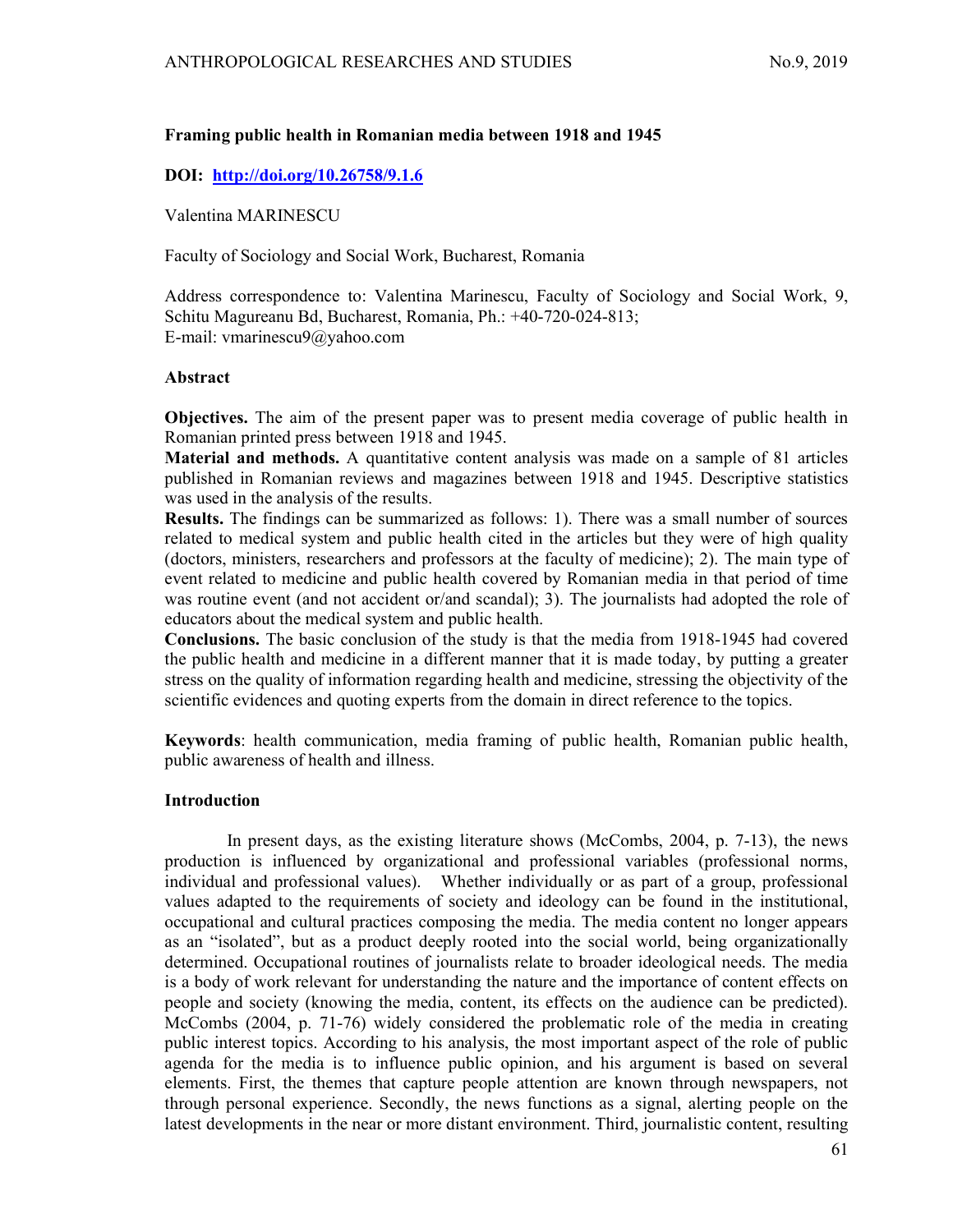## Framing public health in Romanian media between 1918 and 1945

**DOI:** [http://doi.org/10.26758/9.1.6](http://doi.org/10.26758/9.1.6)

Valentina MARINESCU

Faculty of Sociology and Social Work, Bucharest, Romania

Address correspondence to: Valentina Marinescu, Faculty of Sociology and Social Work, 9, Schitu Magureanu Bd, Bucharest, Romania, Ph.: +40-720-024-813;
E-mail: vmarinescu9@yahoo.com

### Abstract

**Objectives.** The aim of the present paper was to present media coverage of public health in Romanian printed press between 1918 and 1945.
**Material and methods.** A quantitative content analysis was made on a sample of 81 articles published in Romanian reviews and magazines between 1918 and 1945. Descriptive statistics was used in the analysis of the results.
**Results.** The findings can be summarized as follows: 1). There was a small number of sources related to medical system and public health cited in the articles but they were of high quality (doctors, ministers, researchers and professors at the faculty of medicine); 2). The main type of event related to medicine and public health covered by Romanian media in that period of time was routine event (and not accident or/and scandal); 3). The journalists had adopted the role of educators about the medical system and public health.
**Conclusions.** The basic conclusion of the study is that the media from 1918-1945 had covered the public health and medicine in a different manner that it is made today, by putting a greater stress on the quality of information regarding health and medicine, stressing the objectivity of the scientific evidences and quoting experts from the domain in direct reference to the topics.

**Keywords**: health communication, media framing of public health, Romanian public health, public awareness of health and illness.

### Introduction

In present days, as the existing literature shows (McCombs, 2004, p. 7-13), the news production is influenced by organizational and professional variables (professional norms, individual and professional values). Whether individually or as part of a group, professional values adapted to the requirements of society and ideology can be found in the institutional, occupational and cultural practices composing the media. The media content no longer appears as an "isolated", but as a product deeply rooted into the social world, being organizationally determined. Occupational routines of journalists relate to broader ideological needs. The media is a body of work relevant for understanding the nature and the importance of content effects on people and society (knowing the media, content, its effects on the audience can be predicted). McCombs (2004, p. 71-76) widely considered the problematic role of the media in creating public interest topics. According to his analysis, the most important aspect of the role of public agenda for the media is to influence public opinion, and his argument is based on several elements. First, the themes that capture people attention are known through newspapers, not through personal experience. Secondly, the news functions as a signal, alerting people on the latest developments in the near or more distant environment. Third, journalistic content, resulting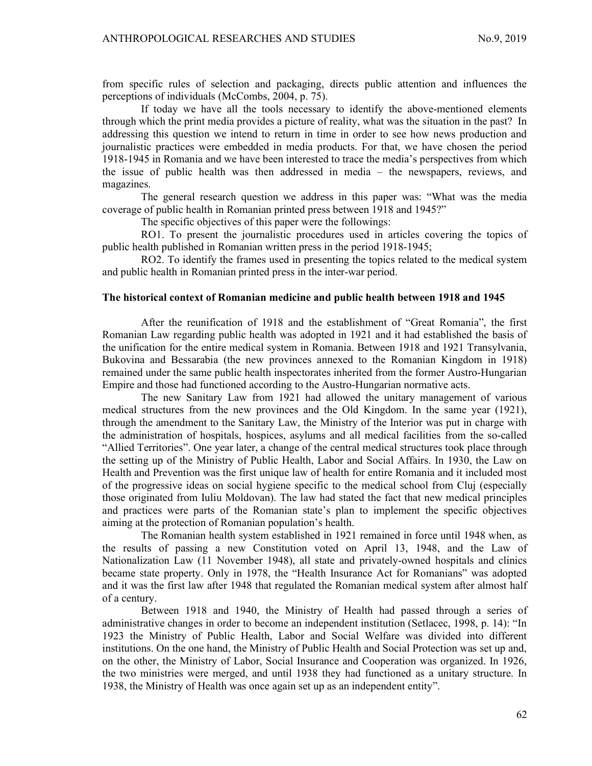from specific rules of selection and packaging, directs public attention and influences the perceptions of individuals (McCombs, 2004, p. 75).

If today we have all the tools necessary to identify the above-mentioned elements through which the print media provides a picture of reality, what was the situation in the past? In addressing this question we intend to return in time in order to see how news production and journalistic practices were embedded in media products. For that, we have chosen the period 1918-1945 in Romania and we have been interested to trace the media's perspectives from which the issue of public health was then addressed in media – the newspapers, reviews, and magazines.

The general research question we address in this paper was: "What was the media coverage of public health in Romanian printed press between 1918 and 1945?"

The specific objectives of this paper were the followings:

RO1. To present the journalistic procedures used in articles covering the topics of public health published in Romanian written press in the period 1918-1945;

RO2. To identify the frames used in presenting the topics related to the medical system and public health in Romanian printed press in the inter-war period.

### The historical context of Romanian medicine and public health between 1918 and 1945

After the reunification of 1918 and the establishment of "Great Romania", the first Romanian Law regarding public health was adopted in 1921 and it had established the basis of the unification for the entire medical system in Romania. Between 1918 and 1921 Transylvania, Bukovina and Bessarabia (the new provinces annexed to the Romanian Kingdom in 1918) remained under the same public health inspectorates inherited from the former Austro-Hungarian Empire and those had functioned according to the Austro-Hungarian normative acts.

The new Sanitary Law from 1921 had allowed the unitary management of various medical structures from the new provinces and the Old Kingdom. In the same year (1921), through the amendment to the Sanitary Law, the Ministry of the Interior was put in charge with the administration of hospitals, hospices, asylums and all medical facilities from the so-called "Allied Territories". One year later, a change of the central medical structures took place through the setting up of the Ministry of Public Health, Labor and Social Affairs. In 1930, the Law on Health and Prevention was the first unique law of health for entire Romania and it included most of the progressive ideas on social hygiene specific to the medical school from Cluj (especially those originated from Iuliu Moldovan). The law had stated the fact that new medical principles and practices were parts of the Romanian state's plan to implement the specific objectives aiming at the protection of Romanian population's health.

The Romanian health system established in 1921 remained in force until 1948 when, as the results of passing a new Constitution voted on April 13, 1948, and the Law of Nationalization Law (11 November 1948), all state and privately-owned hospitals and clinics became state property. Only in 1978, the "Health Insurance Act for Romanians" was adopted and it was the first law after 1948 that regulated the Romanian medical system after almost half of a century.

Between 1918 and 1940, the Ministry of Health had passed through a series of administrative changes in order to become an independent institution (Setlacec, 1998, p. 14): "In 1923 the Ministry of Public Health, Labor and Social Welfare was divided into different institutions. On the one hand, the Ministry of Public Health and Social Protection was set up and, on the other, the Ministry of Labor, Social Insurance and Cooperation was organized. In 1926, the two ministries were merged, and until 1938 they had functioned as a unitary structure. In 1938, the Ministry of Health was once again set up as an independent entity".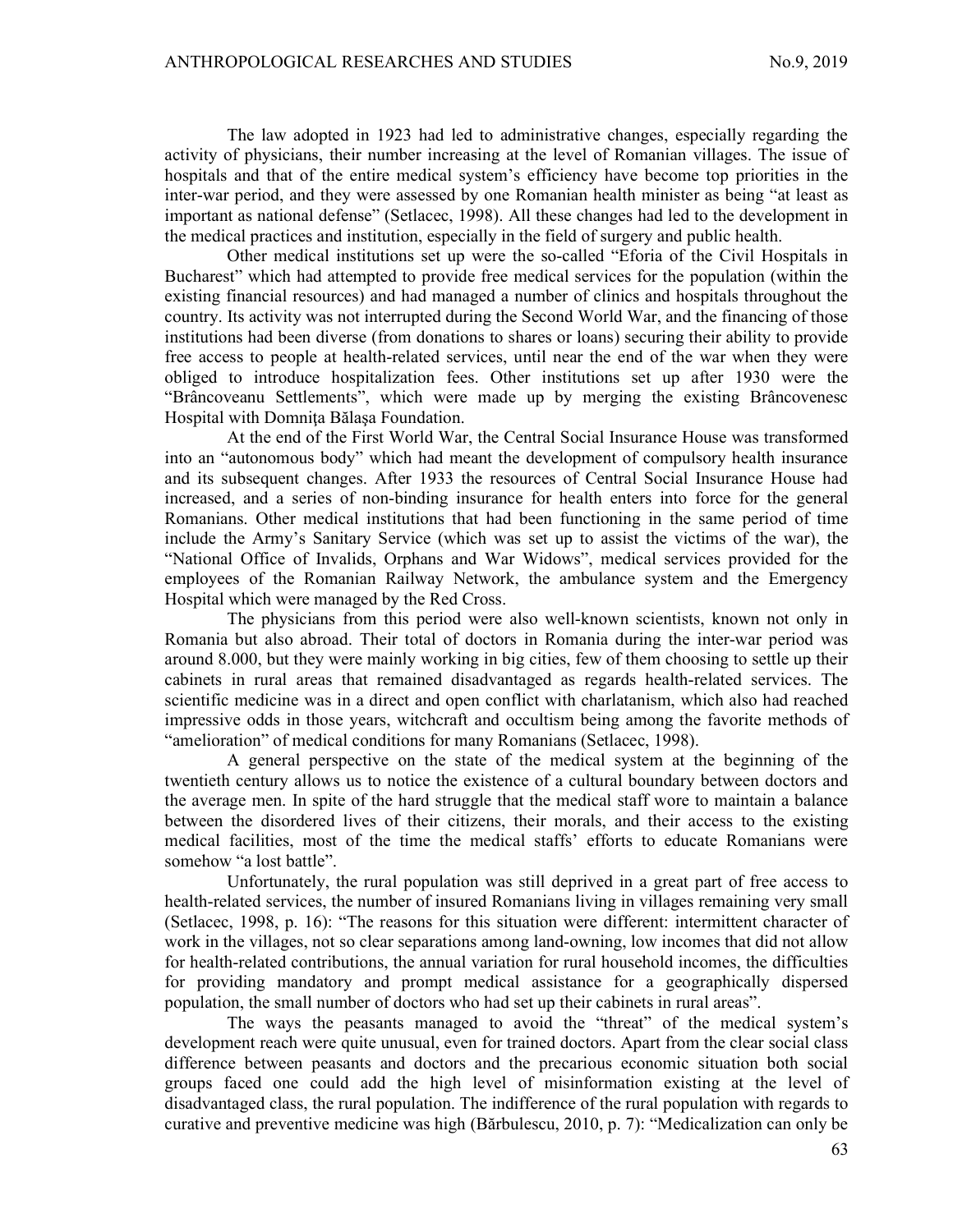The law adopted in 1923 had led to administrative changes, especially regarding the activity of physicians, their number increasing at the level of Romanian villages. The issue of hospitals and that of the entire medical system's efficiency have become top priorities in the inter-war period, and they were assessed by one Romanian health minister as being "at least as important as national defense" (Setlacec, 1998). All these changes had led to the development in the medical practices and institution, especially in the field of surgery and public health.

Other medical institutions set up were the so-called "Eforia of the Civil Hospitals in Bucharest" which had attempted to provide free medical services for the population (within the existing financial resources) and had managed a number of clinics and hospitals throughout the country. Its activity was not interrupted during the Second World War, and the financing of those institutions had been diverse (from donations to shares or loans) securing their ability to provide free access to people at health-related services, until near the end of the war when they were obliged to introduce hospitalization fees. Other institutions set up after 1930 were the "Brâncoveanu Settlements", which were made up by merging the existing Brâncovenesc Hospital with Domnița Bălașa Foundation.

At the end of the First World War, the Central Social Insurance House was transformed into an "autonomous body" which had meant the development of compulsory health insurance and its subsequent changes. After 1933 the resources of Central Social Insurance House had increased, and a series of non-binding insurance for health enters into force for the general Romanians. Other medical institutions that had been functioning in the same period of time include the Army's Sanitary Service (which was set up to assist the victims of the war), the "National Office of Invalids, Orphans and War Widows", medical services provided for the employees of the Romanian Railway Network, the ambulance system and the Emergency Hospital which were managed by the Red Cross.

The physicians from this period were also well-known scientists, known not only in Romania but also abroad. Their total of doctors in Romania during the inter-war period was around 8.000, but they were mainly working in big cities, few of them choosing to settle up their cabinets in rural areas that remained disadvantaged as regards health-related services. The scientific medicine was in a direct and open conflict with charlatanism, which also had reached impressive odds in those years, witchcraft and occultism being among the favorite methods of "amelioration" of medical conditions for many Romanians (Setlacec, 1998).

A general perspective on the state of the medical system at the beginning of the twentieth century allows us to notice the existence of a cultural boundary between doctors and the average men. In spite of the hard struggle that the medical staff wore to maintain a balance between the disordered lives of their citizens, their morals, and their access to the existing medical facilities, most of the time the medical staffs' efforts to educate Romanians were somehow "a lost battle".

Unfortunately, the rural population was still deprived in a great part of free access to health-related services, the number of insured Romanians living in villages remaining very small (Setlacec, 1998, p. 16): "The reasons for this situation were different: intermittent character of work in the villages, not so clear separations among land-owning, low incomes that did not allow for health-related contributions, the annual variation for rural household incomes, the difficulties for providing mandatory and prompt medical assistance for a geographically dispersed population, the small number of doctors who had set up their cabinets in rural areas".

The ways the peasants managed to avoid the "threat" of the medical system's development reach were quite unusual, even for trained doctors. Apart from the clear social class difference between peasants and doctors and the precarious economic situation both social groups faced one could add the high level of misinformation existing at the level of disadvantaged class, the rural population. The indifference of the rural population with regards to curative and preventive medicine was high (Bărbulescu, 2010, p. 7): "Medicalization can only be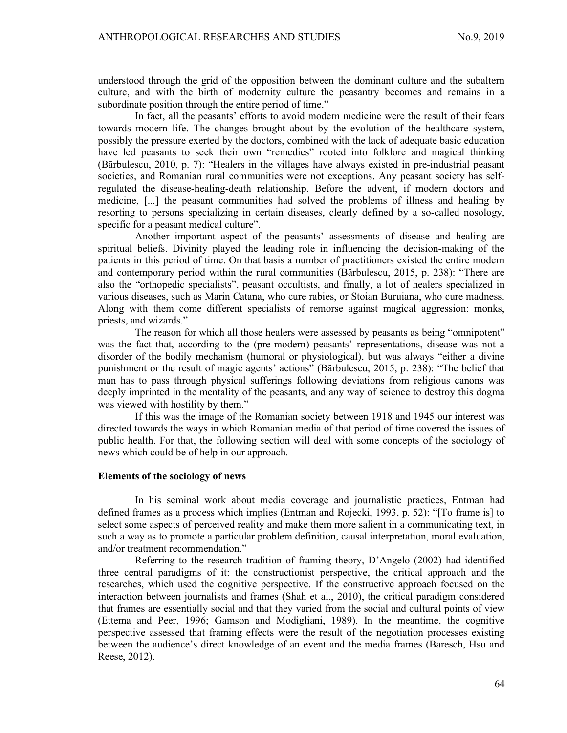understood through the grid of the opposition between the dominant culture and the subaltern culture, and with the birth of modernity culture the peasantry becomes and remains in a subordinate position through the entire period of time."

In fact, all the peasants' efforts to avoid modern medicine were the result of their fears towards modern life. The changes brought about by the evolution of the healthcare system, possibly the pressure exerted by the doctors, combined with the lack of adequate basic education have led peasants to seek their own "remedies" rooted into folklore and magical thinking (Bărbulescu, 2010, p. 7): "Healers in the villages have always existed in pre-industrial peasant societies, and Romanian rural communities were not exceptions. Any peasant society has self-regulated the disease-healing-death relationship. Before the advent, if modern doctors and medicine, [...] the peasant communities had solved the problems of illness and healing by resorting to persons specializing in certain diseases, clearly defined by a so-called nosology, specific for a peasant medical culture".

Another important aspect of the peasants' assessments of disease and healing are spiritual beliefs. Divinity played the leading role in influencing the decision-making of the patients in this period of time. On that basis a number of practitioners existed the entire modern and contemporary period within the rural communities (Bărbulescu, 2015, p. 238): "There are also the "orthopedic specialists", peasant occultists, and finally, a lot of healers specialized in various diseases, such as Marin Catana, who cure rabies, or Stoian Buruiana, who cure madness. Along with them come different specialists of remorse against magical aggression: monks, priests, and wizards."

The reason for which all those healers were assessed by peasants as being "omnipotent" was the fact that, according to the (pre-modern) peasants' representations, disease was not a disorder of the bodily mechanism (humoral or physiological), but was always "either a divine punishment or the result of magic agents' actions" (Bărbulescu, 2015, p. 238): "The belief that man has to pass through physical sufferings following deviations from religious canons was deeply imprinted in the mentality of the peasants, and any way of science to destroy this dogma was viewed with hostility by them."

If this was the image of the Romanian society between 1918 and 1945 our interest was directed towards the ways in which Romanian media of that period of time covered the issues of public health. For that, the following section will deal with some concepts of the sociology of news which could be of help in our approach.

## Elements of the sociology of news

In his seminal work about media coverage and journalistic practices, Entman had defined frames as a process which implies (Entman and Rojecki, 1993, p. 52): "[To frame is] to select some aspects of perceived reality and make them more salient in a communicating text, in such a way as to promote a particular problem definition, causal interpretation, moral evaluation, and/or treatment recommendation."

Referring to the research tradition of framing theory, D'Angelo (2002) had identified three central paradigms of it: the constructionist perspective, the critical approach and the researches, which used the cognitive perspective. If the constructive approach focused on the interaction between journalists and frames (Shah et al., 2010), the critical paradigm considered that frames are essentially social and that they varied from the social and cultural points of view (Ettema and Peer, 1996; Gamson and Modigliani, 1989). In the meantime, the cognitive perspective assessed that framing effects were the result of the negotiation processes existing between the audience's direct knowledge of an event and the media frames (Baresch, Hsu and Reese, 2012).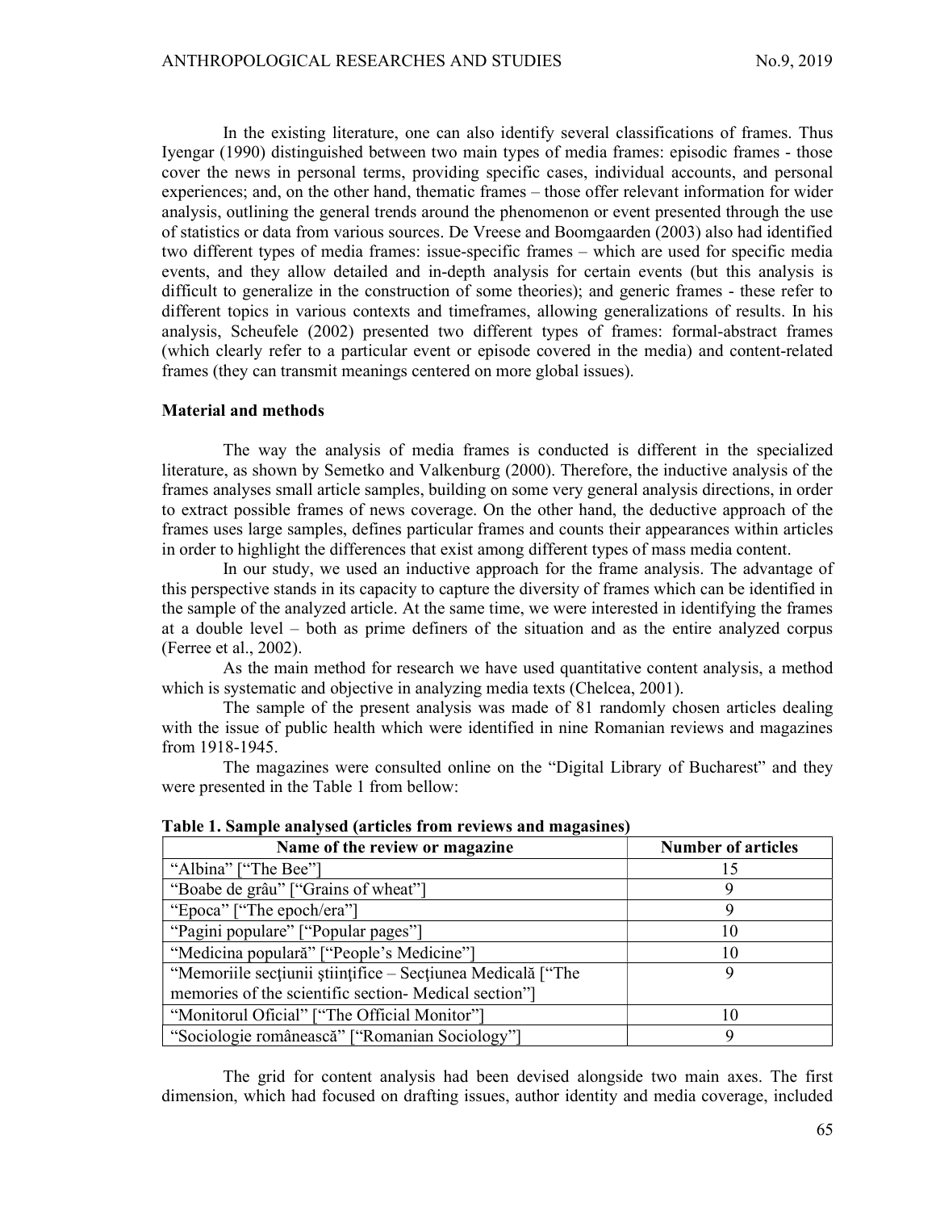In the existing literature, one can also identify several classifications of frames. Thus Iyengar (1990) distinguished between two main types of media frames: episodic frames - those cover the news in personal terms, providing specific cases, individual accounts, and personal experiences; and, on the other hand, thematic frames – those offer relevant information for wider analysis, outlining the general trends around the phenomenon or event presented through the use of statistics or data from various sources. De Vreese and Boomgaarden (2003) also had identified two different types of media frames: issue-specific frames – which are used for specific media events, and they allow detailed and in-depth analysis for certain events (but this analysis is difficult to generalize in the construction of some theories); and generic frames - these refer to different topics in various contexts and timeframes, allowing generalizations of results. In his analysis, Scheufele (2002) presented two different types of frames: formal-abstract frames (which clearly refer to a particular event or episode covered in the media) and content-related frames (they can transmit meanings centered on more global issues).

## Material and methods

The way the analysis of media frames is conducted is different in the specialized literature, as shown by Semetko and Valkenburg (2000). Therefore, the inductive analysis of the frames analyses small article samples, building on some very general analysis directions, in order to extract possible frames of news coverage. On the other hand, the deductive approach of the frames uses large samples, defines particular frames and counts their appearances within articles in order to highlight the differences that exist among different types of mass media content.

In our study, we used an inductive approach for the frame analysis. The advantage of this perspective stands in its capacity to capture the diversity of frames which can be identified in the sample of the analyzed article. At the same time, we were interested in identifying the frames at a double level – both as prime definers of the situation and as the entire analyzed corpus (Ferree et al., 2002).

As the main method for research we have used quantitative content analysis, a method which is systematic and objective in analyzing media texts (Chelcea, 2001).

The sample of the present analysis was made of 81 randomly chosen articles dealing with the issue of public health which were identified in nine Romanian reviews and magazines from 1918-1945.

The magazines were consulted online on the "Digital Library of Bucharest" and they were presented in the Table 1 from bellow:

**Table 1. Sample analysed (articles from reviews and magasines)**

| Name of the review or magazine | Number of articles |
|---|---|
| "Albina" ["The Bee"] | 15 |
| "Boabe de grâu" ["Grains of wheat"] | 9 |
| "Epoca" ["The epoch/era"] | 9 |
| "Pagini populare" ["Popular pages"] | 10 |
| "Medicina populară" ["People's Medicine"] | 10 |
| "Memoriile secţiunii ştiinţifice – Secţiunea Medicală ["The memories of the scientific section- Medical section"] | 9 |
| "Monitorul Oficial" ["The Official Monitor"] | 10 |
| "Sociologie românească" ["Romanian Sociology"] | 9 |

The grid for content analysis had been devised alongside two main axes. The first dimension, which had focused on drafting issues, author identity and media coverage, included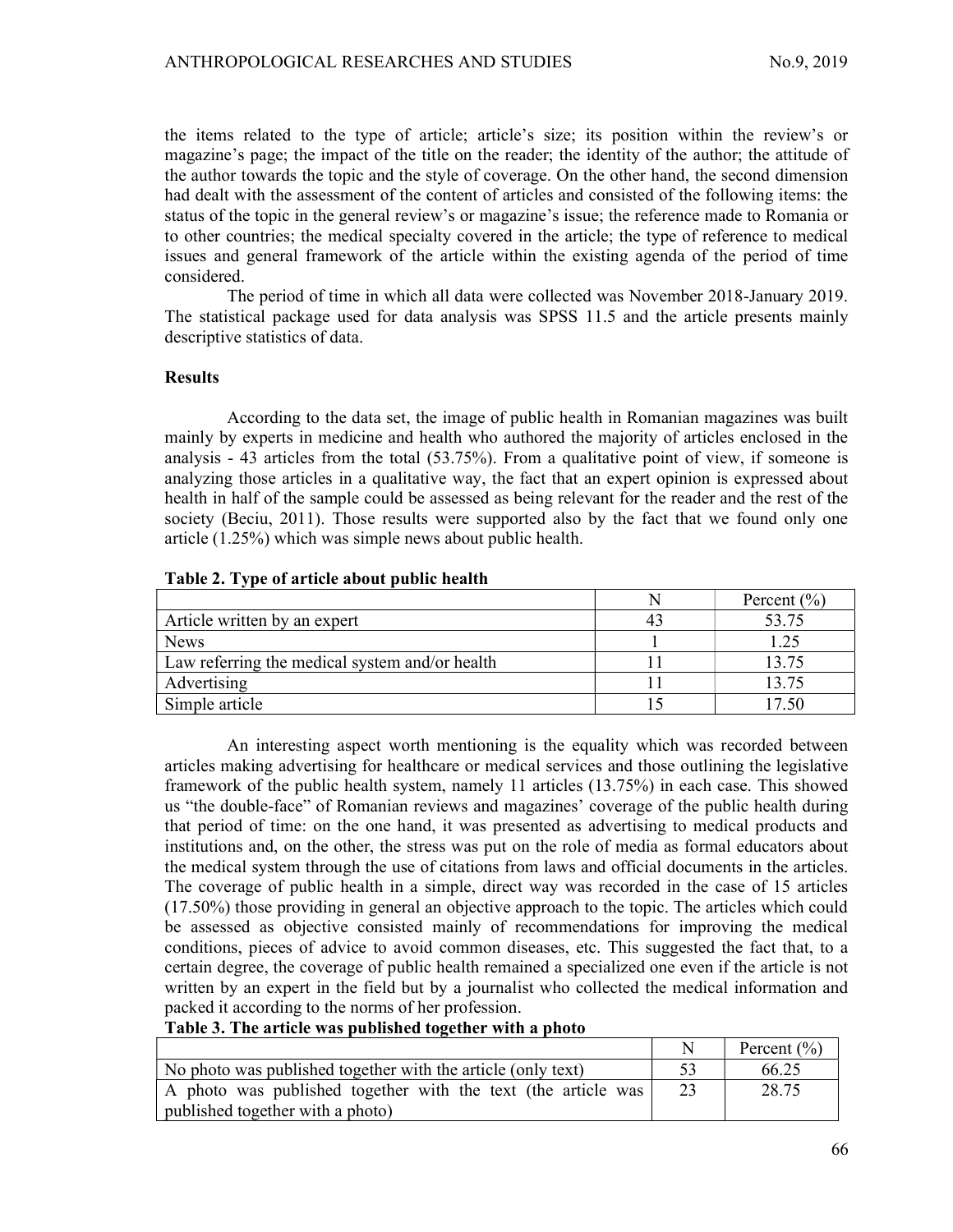the items related to the type of article; article's size; its position within the review's or magazine's page; the impact of the title on the reader; the identity of the author; the attitude of the author towards the topic and the style of coverage. On the other hand, the second dimension had dealt with the assessment of the content of articles and consisted of the following items: the status of the topic in the general review's or magazine's issue; the reference made to Romania or to other countries; the medical specialty covered in the article; the type of reference to medical issues and general framework of the article within the existing agenda of the period of time considered.

The period of time in which all data were collected was November 2018-January 2019. The statistical package used for data analysis was SPSS 11.5 and the article presents mainly descriptive statistics of data.

## Results

According to the data set, the image of public health in Romanian magazines was built mainly by experts in medicine and health who authored the majority of articles enclosed in the analysis - 43 articles from the total (53.75%). From a qualitative point of view, if someone is analyzing those articles in a qualitative way, the fact that an expert opinion is expressed about health in half of the sample could be assessed as being relevant for the reader and the rest of the society (Beciu, 2011). Those results were supported also by the fact that we found only one article (1.25%) which was simple news about public health.

**Table 2. Type of article about public health**

| | N | Percent (%) |
|---|---|---|
| Article written by an expert | 43 | 53.75 |
| News | 1 | 1.25 |
| Law referring the medical system and/or health | 11 | 13.75 |
| Advertising | 11 | 13.75 |
| Simple article | 15 | 17.50 |

An interesting aspect worth mentioning is the equality which was recorded between articles making advertising for healthcare or medical services and those outlining the legislative framework of the public health system, namely 11 articles (13.75%) in each case. This showed us "the double-face" of Romanian reviews and magazines' coverage of the public health during that period of time: on the one hand, it was presented as advertising to medical products and institutions and, on the other, the stress was put on the role of media as formal educators about the medical system through the use of citations from laws and official documents in the articles. The coverage of public health in a simple, direct way was recorded in the case of 15 articles (17.50%) those providing in general an objective approach to the topic. The articles which could be assessed as objective consisted mainly of recommendations for improving the medical conditions, pieces of advice to avoid common diseases, etc. This suggested the fact that, to a certain degree, the coverage of public health remained a specialized one even if the article is not written by an expert in the field but by a journalist who collected the medical information and packed it according to the norms of her profession.

**Table 3. The article was published together with a photo**

| | N | Percent (%) |
|---|---|---|
| No photo was published together with the article (only text) | 53 | 66.25 |
| A photo was published together with the text (the article was published together with a photo) | 23 | 28.75 |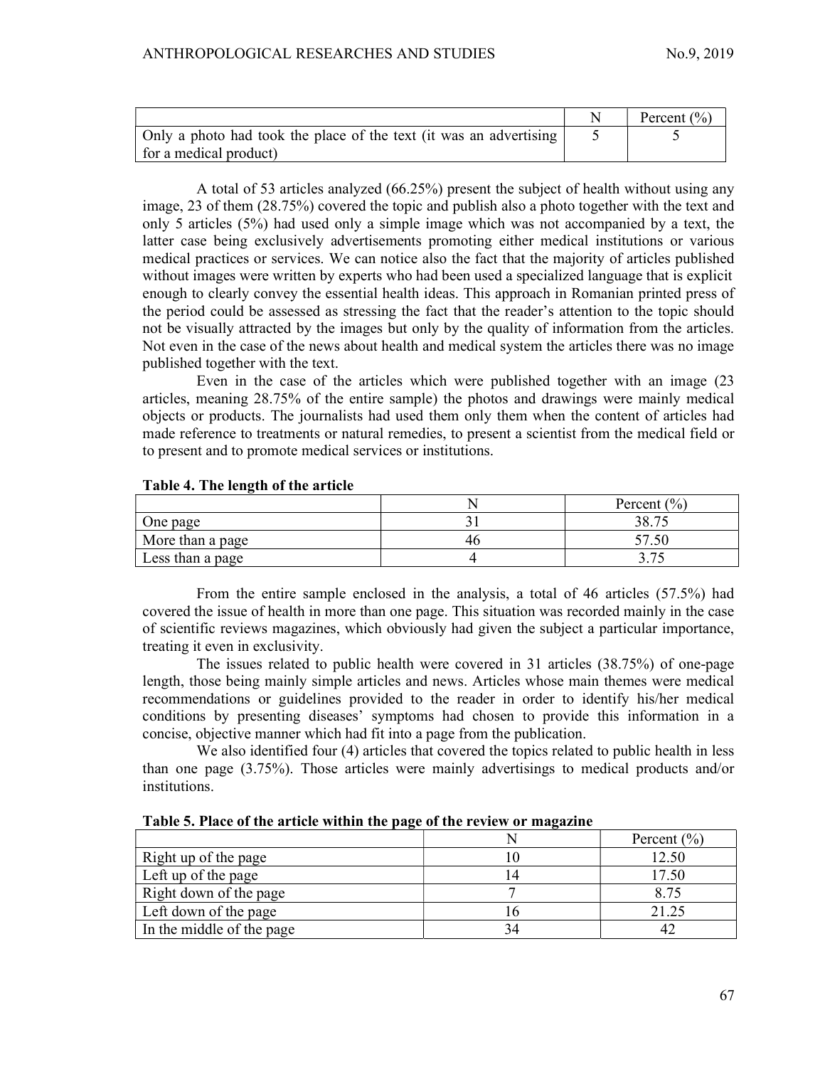| | N | Percent (%) |
|---|---|---|
| Only a photo had took the place of the text (it was an advertising for a medical product) | 5 | 5 |

A total of 53 articles analyzed (66.25%) present the subject of health without using any image, 23 of them (28.75%) covered the topic and publish also a photo together with the text and only 5 articles (5%) had used only a simple image which was not accompanied by a text, the latter case being exclusively advertisements promoting either medical institutions or various medical practices or services. We can notice also the fact that the majority of articles published without images were written by experts who had been used a specialized language that is explicit enough to clearly convey the essential health ideas. This approach in Romanian printed press of the period could be assessed as stressing the fact that the reader's attention to the topic should not be visually attracted by the images but only by the quality of information from the articles. Not even in the case of the news about health and medical system the articles there was no image published together with the text.

Even in the case of the articles which were published together with an image (23 articles, meaning 28.75% of the entire sample) the photos and drawings were mainly medical objects or products. The journalists had used them only them when the content of articles had made reference to treatments or natural remedies, to present a scientist from the medical field or to present and to promote medical services or institutions.

**Table 4. The length of the article**

| | N | Percent (%) |
|---|---|---|
| One page | 31 | 38.75 |
| More than a page | 46 | 57.50 |
| Less than a page | 4 | 3.75 |

From the entire sample enclosed in the analysis, a total of 46 articles (57.5%) had covered the issue of health in more than one page. This situation was recorded mainly in the case of scientific reviews magazines, which obviously had given the subject a particular importance, treating it even in exclusivity.

The issues related to public health were covered in 31 articles (38.75%) of one-page length, those being mainly simple articles and news. Articles whose main themes were medical recommendations or guidelines provided to the reader in order to identify his/her medical conditions by presenting diseases' symptoms had chosen to provide this information in a concise, objective manner which had fit into a page from the publication.

We also identified four (4) articles that covered the topics related to public health in less than one page (3.75%). Those articles were mainly advertisings to medical products and/or institutions.

**Table 5. Place of the article within the page of the review or magazine**

| | N | Percent (%) |
|---|---|---|
| Right up of the page | 10 | 12.50 |
| Left up of the page | 14 | 17.50 |
| Right down of the page | 7 | 8.75 |
| Left down of the page | 16 | 21.25 |
| In the middle of the page | 34 | 42 |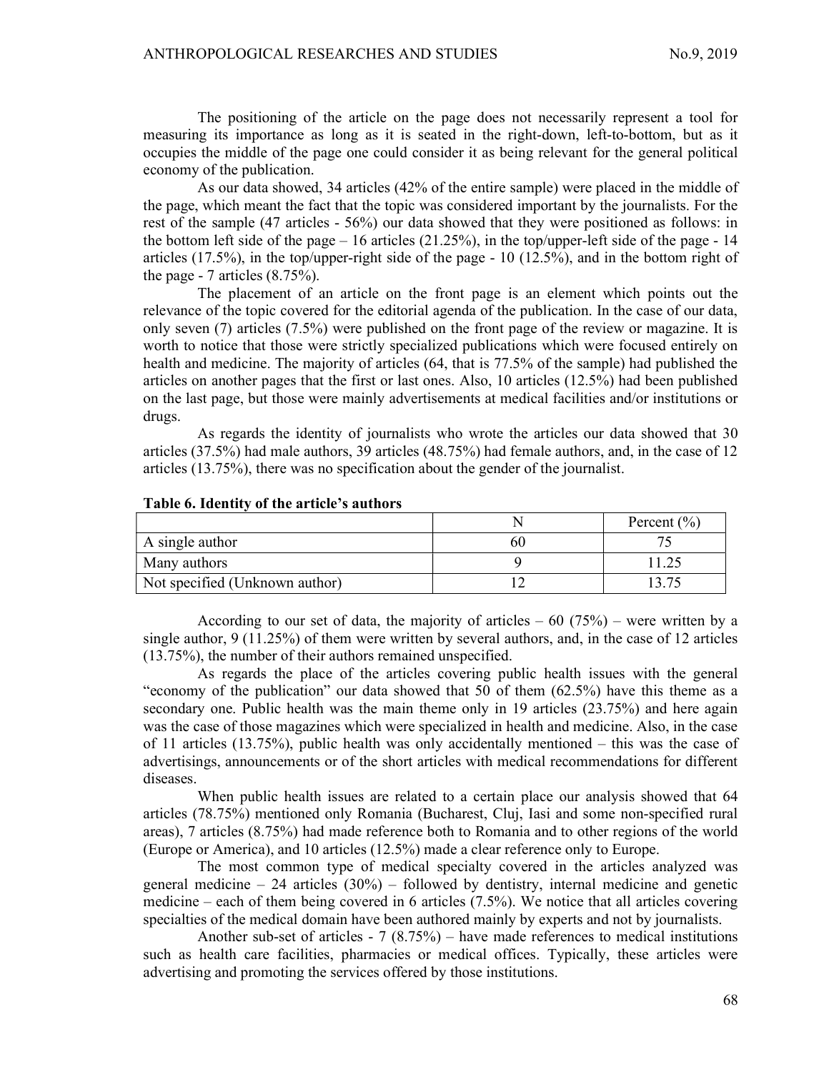The positioning of the article on the page does not necessarily represent a tool for measuring its importance as long as it is seated in the right-down, left-to-bottom, but as it occupies the middle of the page one could consider it as being relevant for the general political economy of the publication.

As our data showed, 34 articles (42% of the entire sample) were placed in the middle of the page, which meant the fact that the topic was considered important by the journalists. For the rest of the sample (47 articles - 56%) our data showed that they were positioned as follows: in the bottom left side of the page – 16 articles (21.25%), in the top/upper-left side of the page - 14 articles (17.5%), in the top/upper-right side of the page - 10 (12.5%), and in the bottom right of the page - 7 articles (8.75%).

The placement of an article on the front page is an element which points out the relevance of the topic covered for the editorial agenda of the publication. In the case of our data, only seven (7) articles (7.5%) were published on the front page of the review or magazine. It is worth to notice that those were strictly specialized publications which were focused entirely on health and medicine. The majority of articles (64, that is 77.5% of the sample) had published the articles on another pages that the first or last ones. Also, 10 articles (12.5%) had been published on the last page, but those were mainly advertisements at medical facilities and/or institutions or drugs.

As regards the identity of journalists who wrote the articles our data showed that 30 articles (37.5%) had male authors, 39 articles (48.75%) had female authors, and, in the case of 12 articles (13.75%), there was no specification about the gender of the journalist.

**Table 6. Identity of the article's authors**

| | N | Percent (%) |
|---|---|---|
| A single author | 60 | 75 |
| Many authors | 9 | 11.25 |
| Not specified (Unknown author) | 12 | 13.75 |

According to our set of data, the majority of articles – 60 (75%) – were written by a single author, 9 (11.25%) of them were written by several authors, and, in the case of 12 articles (13.75%), the number of their authors remained unspecified.

As regards the place of the articles covering public health issues with the general "economy of the publication" our data showed that 50 of them (62.5%) have this theme as a secondary one. Public health was the main theme only in 19 articles (23.75%) and here again was the case of those magazines which were specialized in health and medicine. Also, in the case of 11 articles (13.75%), public health was only accidentally mentioned – this was the case of advertisings, announcements or of the short articles with medical recommendations for different diseases.

When public health issues are related to a certain place our analysis showed that 64 articles (78.75%) mentioned only Romania (Bucharest, Cluj, Iasi and some non-specified rural areas), 7 articles (8.75%) had made reference both to Romania and to other regions of the world (Europe or America), and 10 articles (12.5%) made a clear reference only to Europe.

The most common type of medical specialty covered in the articles analyzed was general medicine – 24 articles (30%) – followed by dentistry, internal medicine and genetic medicine – each of them being covered in 6 articles (7.5%). We notice that all articles covering specialties of the medical domain have been authored mainly by experts and not by journalists.

Another sub-set of articles - 7 (8.75%) – have made references to medical institutions such as health care facilities, pharmacies or medical offices. Typically, these articles were advertising and promoting the services offered by those institutions.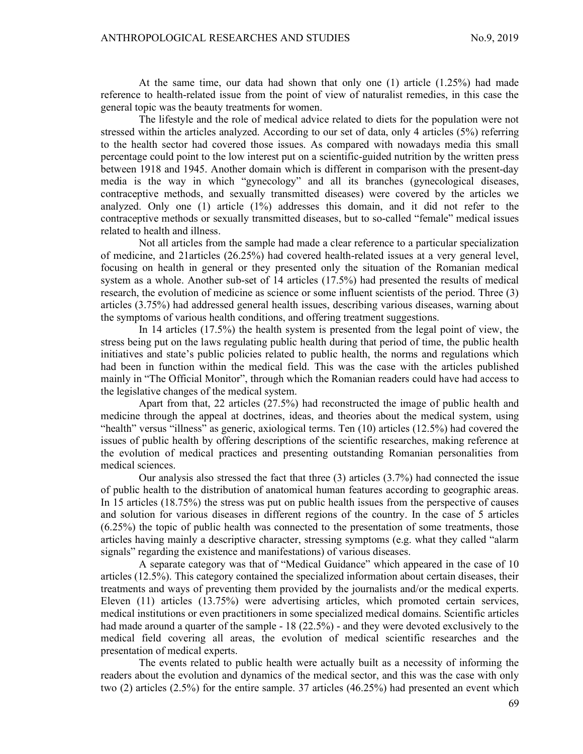At the same time, our data had shown that only one (1) article (1.25%) had made reference to health-related issue from the point of view of naturalist remedies, in this case the general topic was the beauty treatments for women.

The lifestyle and the role of medical advice related to diets for the population were not stressed within the articles analyzed. According to our set of data, only 4 articles (5%) referring to the health sector had covered those issues. As compared with nowadays media this small percentage could point to the low interest put on a scientific-guided nutrition by the written press between 1918 and 1945. Another domain which is different in comparison with the present-day media is the way in which "gynecology" and all its branches (gynecological diseases, contraceptive methods, and sexually transmitted diseases) were covered by the articles we analyzed. Only one (1) article (1%) addresses this domain, and it did not refer to the contraceptive methods or sexually transmitted diseases, but to so-called "female" medical issues related to health and illness.

Not all articles from the sample had made a clear reference to a particular specialization of medicine, and 21articles (26.25%) had covered health-related issues at a very general level, focusing on health in general or they presented only the situation of the Romanian medical system as a whole. Another sub-set of 14 articles (17.5%) had presented the results of medical research, the evolution of medicine as science or some influent scientists of the period. Three (3) articles (3.75%) had addressed general health issues, describing various diseases, warning about the symptoms of various health conditions, and offering treatment suggestions.

In 14 articles (17.5%) the health system is presented from the legal point of view, the stress being put on the laws regulating public health during that period of time, the public health initiatives and state's public policies related to public health, the norms and regulations which had been in function within the medical field. This was the case with the articles published mainly in "The Official Monitor", through which the Romanian readers could have had access to the legislative changes of the medical system.

Apart from that, 22 articles (27.5%) had reconstructed the image of public health and medicine through the appeal at doctrines, ideas, and theories about the medical system, using "health" versus "illness" as generic, axiological terms. Ten (10) articles (12.5%) had covered the issues of public health by offering descriptions of the scientific researches, making reference at the evolution of medical practices and presenting outstanding Romanian personalities from medical sciences.

Our analysis also stressed the fact that three (3) articles (3.7%) had connected the issue of public health to the distribution of anatomical human features according to geographic areas. In 15 articles (18.75%) the stress was put on public health issues from the perspective of causes and solution for various diseases in different regions of the country. In the case of 5 articles (6.25%) the topic of public health was connected to the presentation of some treatments, those articles having mainly a descriptive character, stressing symptoms (e.g. what they called "alarm signals" regarding the existence and manifestations) of various diseases.

A separate category was that of "Medical Guidance" which appeared in the case of 10 articles (12.5%). This category contained the specialized information about certain diseases, their treatments and ways of preventing them provided by the journalists and/or the medical experts. Eleven (11) articles (13.75%) were advertising articles, which promoted certain services, medical institutions or even practitioners in some specialized medical domains. Scientific articles had made around a quarter of the sample - 18 (22.5%) - and they were devoted exclusively to the medical field covering all areas, the evolution of medical scientific researches and the presentation of medical experts.

The events related to public health were actually built as a necessity of informing the readers about the evolution and dynamics of the medical sector, and this was the case with only two (2) articles (2.5%) for the entire sample. 37 articles (46.25%) had presented an event which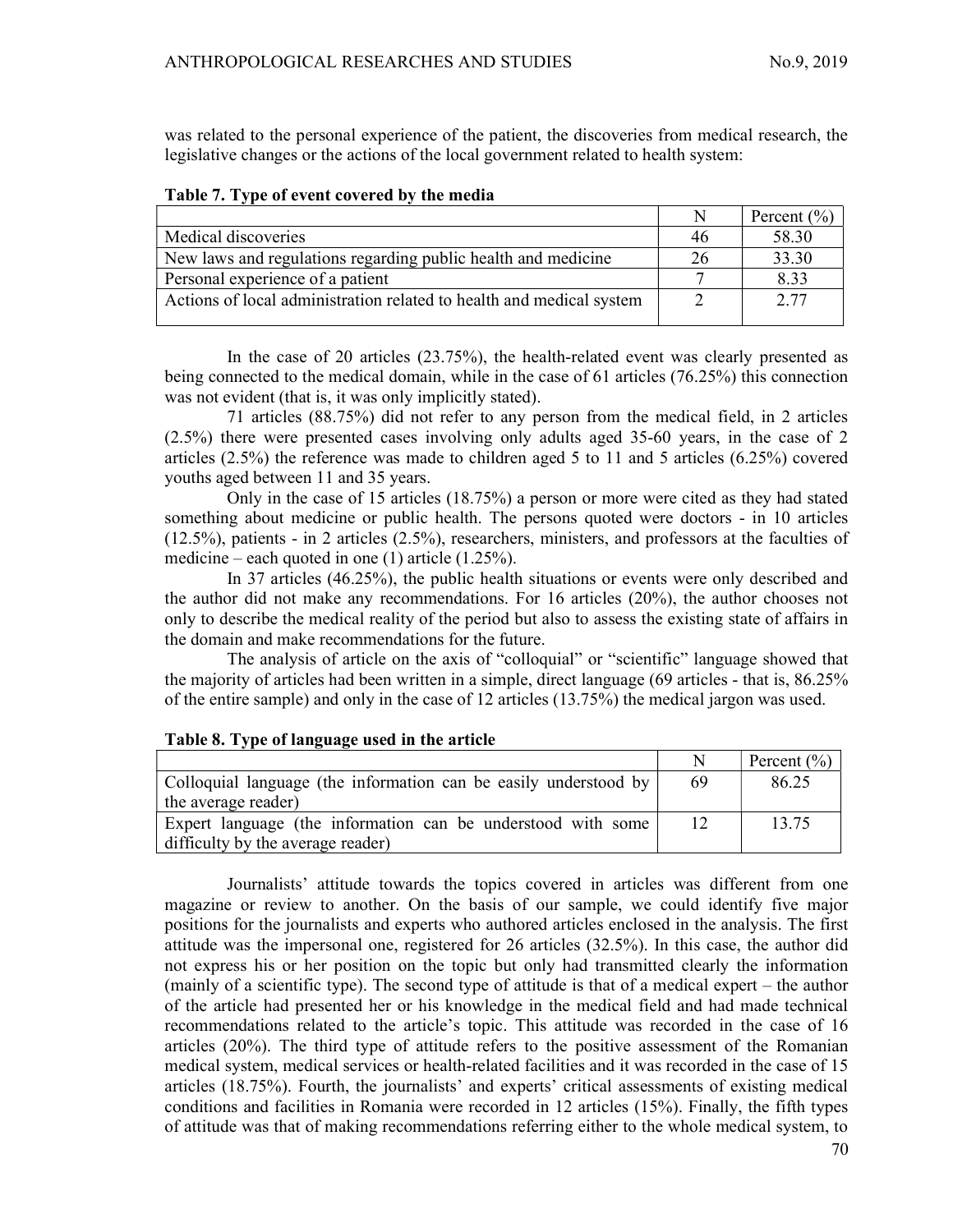was related to the personal experience of the patient, the discoveries from medical research, the legislative changes or the actions of the local government related to health system:

**Table 7. Type of event covered by the media**

| | N | Percent (%) |
|---|---|---|
| Medical discoveries | 46 | 58.30 |
| New laws and regulations regarding public health and medicine | 26 | 33.30 |
| Personal experience of a patient | 7 | 8.33 |
| Actions of local administration related to health and medical system | 2 | 2.77 |

In the case of 20 articles (23.75%), the health-related event was clearly presented as being connected to the medical domain, while in the case of 61 articles (76.25%) this connection was not evident (that is, it was only implicitly stated).

71 articles (88.75%) did not refer to any person from the medical field, in 2 articles (2.5%) there were presented cases involving only adults aged 35-60 years, in the case of 2 articles (2.5%) the reference was made to children aged 5 to 11 and 5 articles (6.25%) covered youths aged between 11 and 35 years.

Only in the case of 15 articles (18.75%) a person or more were cited as they had stated something about medicine or public health. The persons quoted were doctors - in 10 articles (12.5%), patients - in 2 articles (2.5%), researchers, ministers, and professors at the faculties of medicine – each quoted in one (1) article (1.25%).

In 37 articles (46.25%), the public health situations or events were only described and the author did not make any recommendations. For 16 articles (20%), the author chooses not only to describe the medical reality of the period but also to assess the existing state of affairs in the domain and make recommendations for the future.

The analysis of article on the axis of "colloquial" or "scientific" language showed that the majority of articles had been written in a simple, direct language (69 articles - that is, 86.25% of the entire sample) and only in the case of 12 articles (13.75%) the medical jargon was used.

**Table 8. Type of language used in the article**

| | N | Percent (%) |
|---|---|---|
| Colloquial language (the information can be easily understood by the average reader) | 69 | 86.25 |
| Expert language (the information can be understood with some difficulty by the average reader) | 12 | 13.75 |

Journalists' attitude towards the topics covered in articles was different from one magazine or review to another. On the basis of our sample, we could identify five major positions for the journalists and experts who authored articles enclosed in the analysis. The first attitude was the impersonal one, registered for 26 articles (32.5%). In this case, the author did not express his or her position on the topic but only had transmitted clearly the information (mainly of a scientific type). The second type of attitude is that of a medical expert – the author of the article had presented her or his knowledge in the medical field and had made technical recommendations related to the article's topic. This attitude was recorded in the case of 16 articles (20%). The third type of attitude refers to the positive assessment of the Romanian medical system, medical services or health-related facilities and it was recorded in the case of 15 articles (18.75%). Fourth, the journalists' and experts' critical assessments of existing medical conditions and facilities in Romania were recorded in 12 articles (15%). Finally, the fifth types of attitude was that of making recommendations referring either to the whole medical system, to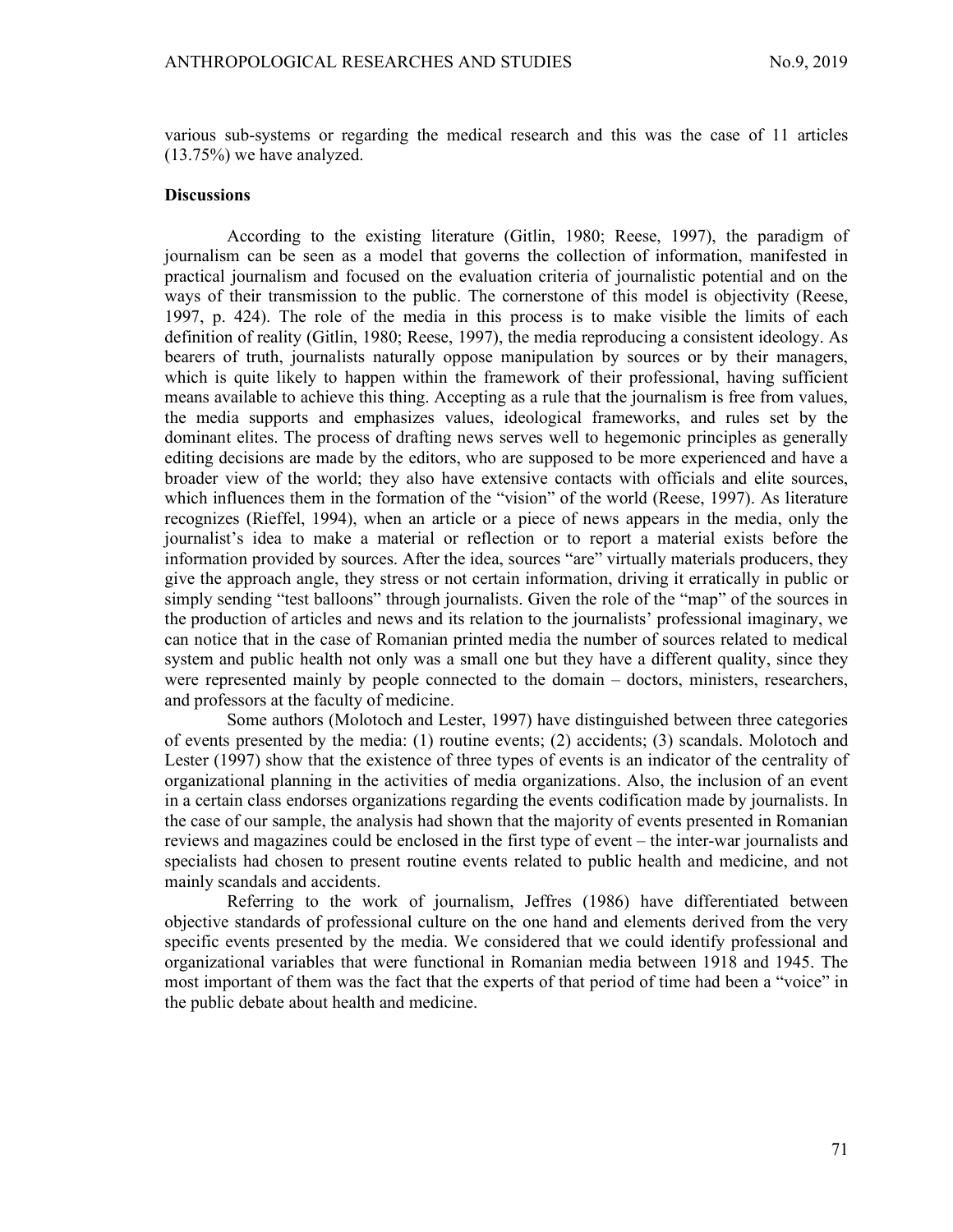various sub-systems or regarding the medical research and this was the case of 11 articles (13.75%) we have analyzed.

**Discussions**

According to the existing literature (Gitlin, 1980; Reese, 1997), the paradigm of journalism can be seen as a model that governs the collection of information, manifested in practical journalism and focused on the evaluation criteria of journalistic potential and on the ways of their transmission to the public. The cornerstone of this model is objectivity (Reese, 1997, p. 424). The role of the media in this process is to make visible the limits of each definition of reality (Gitlin, 1980; Reese, 1997), the media reproducing a consistent ideology. As bearers of truth, journalists naturally oppose manipulation by sources or by their managers, which is quite likely to happen within the framework of their professional, having sufficient means available to achieve this thing. Accepting as a rule that the journalism is free from values, the media supports and emphasizes values, ideological frameworks, and rules set by the dominant elites. The process of drafting news serves well to hegemonic principles as generally editing decisions are made by the editors, who are supposed to be more experienced and have a broader view of the world; they also have extensive contacts with officials and elite sources, which influences them in the formation of the "vision" of the world (Reese, 1997). As literature recognizes (Rieffel, 1994), when an article or a piece of news appears in the media, only the journalist's idea to make a material or reflection or to report a material exists before the information provided by sources. After the idea, sources "are" virtually materials producers, they give the approach angle, they stress or not certain information, driving it erratically in public or simply sending "test balloons" through journalists. Given the role of the "map" of the sources in the production of articles and news and its relation to the journalists' professional imaginary, we can notice that in the case of Romanian printed media the number of sources related to medical system and public health not only was a small one but they have a different quality, since they were represented mainly by people connected to the domain – doctors, ministers, researchers, and professors at the faculty of medicine.

Some authors (Molotoch and Lester, 1997) have distinguished between three categories of events presented by the media: (1) routine events; (2) accidents; (3) scandals. Molotoch and Lester (1997) show that the existence of three types of events is an indicator of the centrality of organizational planning in the activities of media organizations. Also, the inclusion of an event in a certain class endorses organizations regarding the events codification made by journalists. In the case of our sample, the analysis had shown that the majority of events presented in Romanian reviews and magazines could be enclosed in the first type of event – the inter-war journalists and specialists had chosen to present routine events related to public health and medicine, and not mainly scandals and accidents.

Referring to the work of journalism, Jeffres (1986) have differentiated between objective standards of professional culture on the one hand and elements derived from the very specific events presented by the media. We considered that we could identify professional and organizational variables that were functional in Romanian media between 1918 and 1945. The most important of them was the fact that the experts of that period of time had been a "voice" in the public debate about health and medicine.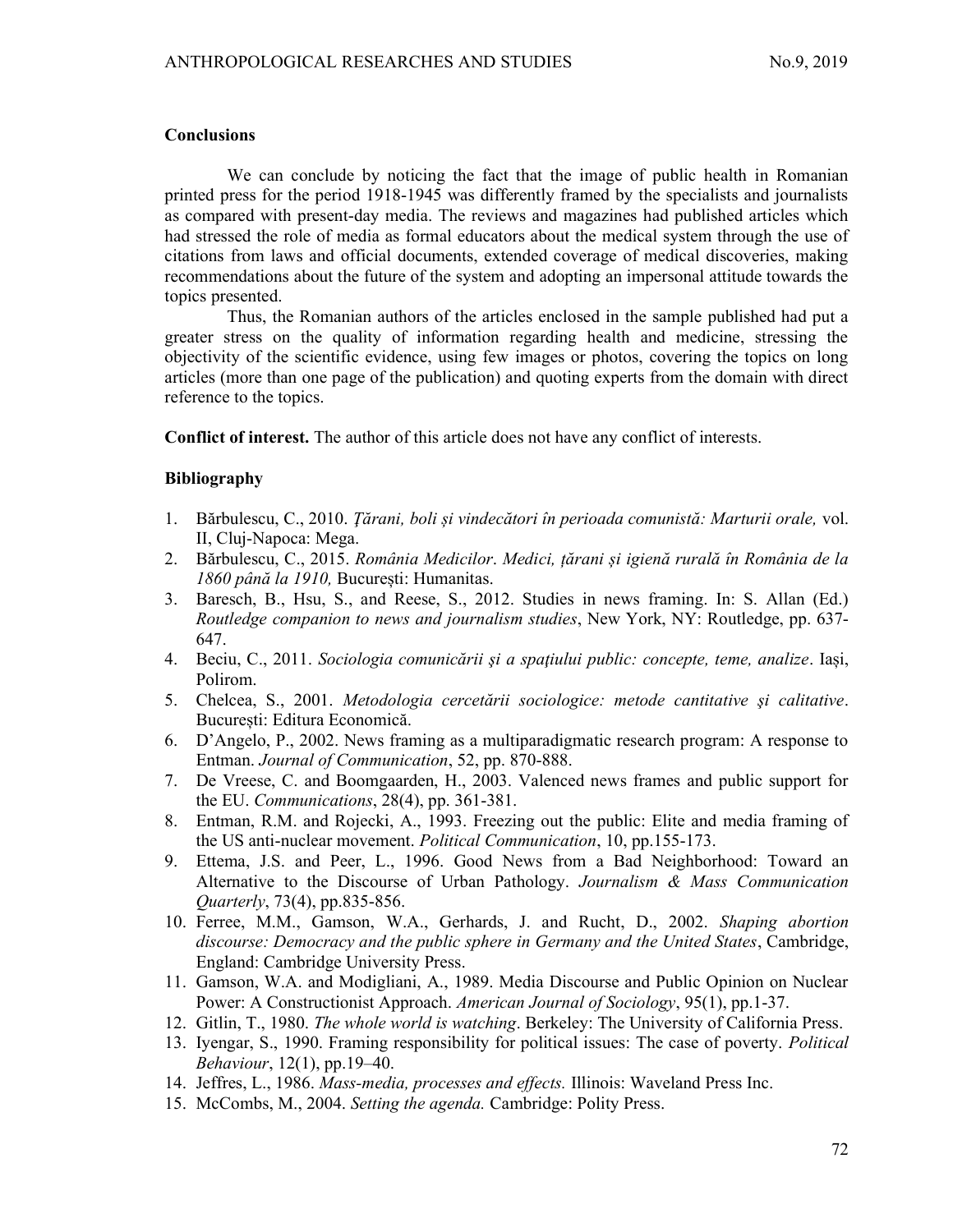## Conclusions

We can conclude by noticing the fact that the image of public health in Romanian printed press for the period 1918-1945 was differently framed by the specialists and journalists as compared with present-day media. The reviews and magazines had published articles which had stressed the role of media as formal educators about the medical system through the use of citations from laws and official documents, extended coverage of medical discoveries, making recommendations about the future of the system and adopting an impersonal attitude towards the topics presented.

Thus, the Romanian authors of the articles enclosed in the sample published had put a greater stress on the quality of information regarding health and medicine, stressing the objectivity of the scientific evidence, using few images or photos, covering the topics on long articles (more than one page of the publication) and quoting experts from the domain with direct reference to the topics.

**Conflict of interest.** The author of this article does not have any conflict of interests.

## Bibliography

1. Bărbulescu, C., 2010. *Țărani, boli și vindecători în perioada comunistă: Marturii orale,* vol. II, Cluj-Napoca: Mega.
2. Bărbulescu, C., 2015. *România Medicilor. Medici, țărani și igienă rurală în România de la 1860 până la 1910,* București: Humanitas.
3. Baresch, B., Hsu, S., and Reese, S., 2012. Studies in news framing. In: S. Allan (Ed.) *Routledge companion to news and journalism studies*, New York, NY: Routledge, pp. 637-647.
4. Beciu, C., 2011. *Sociologia comunicării şi a spaţiului public: concepte, teme, analize*. Iași, Polirom.
5. Chelcea, S., 2001. *Metodologia cercetării sociologice: metode cantitative şi calitative*. București: Editura Economică.
6. D'Angelo, P., 2002. News framing as a multiparadigmatic research program: A response to Entman. *Journal of Communication*, 52, pp. 870-888.
7. De Vreese, C. and Boomgaarden, H., 2003. Valenced news frames and public support for the EU. *Communications*, 28(4), pp. 361-381.
8. Entman, R.M. and Rojecki, A., 1993. Freezing out the public: Elite and media framing of the US anti-nuclear movement. *Political Communication*, 10, pp.155-173.
9. Ettema, J.S. and Peer, L., 1996. Good News from a Bad Neighborhood: Toward an Alternative to the Discourse of Urban Pathology. *Journalism & Mass Communication Quarterly*, 73(4), pp.835-856.
10. Ferree, M.M., Gamson, W.A., Gerhards, J. and Rucht, D., 2002. *Shaping abortion discourse: Democracy and the public sphere in Germany and the United States*, Cambridge, England: Cambridge University Press.
11. Gamson, W.A. and Modigliani, A., 1989. Media Discourse and Public Opinion on Nuclear Power: A Constructionist Approach. *American Journal of Sociology*, 95(1), pp.1-37.
12. Gitlin, T., 1980. *The whole world is watching*. Berkeley: The University of California Press.
13. Iyengar, S., 1990. Framing responsibility for political issues: The case of poverty. *Political Behaviour*, 12(1), pp.19–40.
14. Jeffres, L., 1986. *Mass-media, processes and effects.* Illinois: Waveland Press Inc.
15. McCombs, M., 2004. *Setting the agenda.* Cambridge: Polity Press.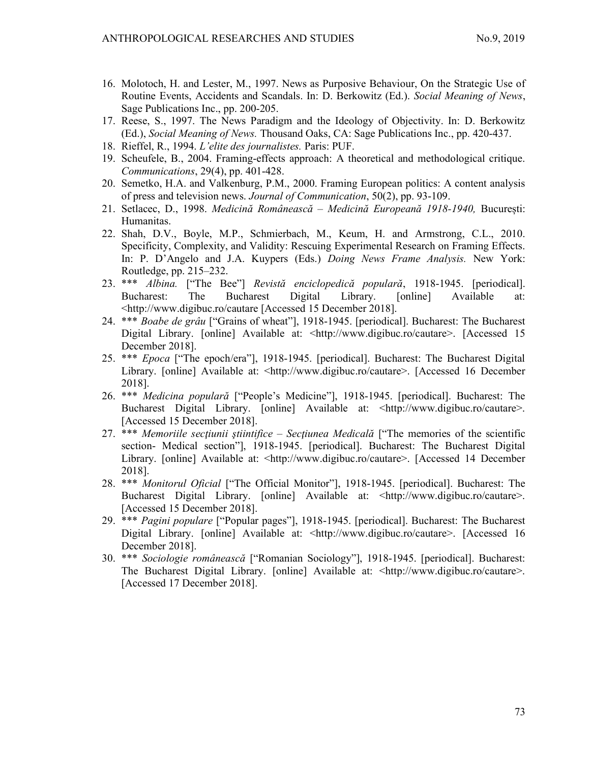16. Molotoch, H. and Lester, M., 1997. News as Purposive Behaviour, On the Strategic Use of Routine Events, Accidents and Scandals. In: D. Berkowitz (Ed.). *Social Meaning of News*, Sage Publications Inc., pp. 200-205.
17. Reese, S., 1997. The News Paradigm and the Ideology of Objectivity. In: D. Berkowitz (Ed.), *Social Meaning of News.* Thousand Oaks, CA: Sage Publications Inc., pp. 420-437.
18. Rieffel, R., 1994. *L'elite des journalistes.* Paris: PUF.
19. Scheufele, B., 2004. Framing-effects approach: A theoretical and methodological critique. *Communications*, 29(4), pp. 401-428.
20. Semetko, H.A. and Valkenburg, P.M., 2000. Framing European politics: A content analysis of press and television news. *Journal of Communication*, 50(2), pp. 93-109.
21. Setlacec, D., 1998. *Medicină Românească – Medicină Europeană 1918-1940,* București: Humanitas.
22. Shah, D.V., Boyle, M.P., Schmierbach, M., Keum, H. and Armstrong, C.L., 2010. Specificity, Complexity, and Validity: Rescuing Experimental Research on Framing Effects. In: P. D'Angelo and J.A. Kuypers (Eds.) *Doing News Frame Analysis.* New York: Routledge, pp. 215–232.
23. *** *Albina.* ["The Bee"] *Revistă enciclopedică populară*, 1918-1945. [periodical]. Bucharest: The Bucharest Digital Library. [online] Available at: <http://www.digibuc.ro/cautare [Accessed 15 December 2018].
24. *** *Boabe de grâu* ["Grains of wheat"], 1918-1945. [periodical]. Bucharest: The Bucharest Digital Library. [online] Available at: <http://www.digibuc.ro/cautare>. [Accessed 15 December 2018].
25. *** *Epoca* ["The epoch/era"], 1918-1945. [periodical]. Bucharest: The Bucharest Digital Library. [online] Available at: <http://www.digibuc.ro/cautare>. [Accessed 16 December 2018].
26. *** *Medicina populară* ["People's Medicine"], 1918-1945. [periodical]. Bucharest: The Bucharest Digital Library. [online] Available at: <http://www.digibuc.ro/cautare>. [Accessed 15 December 2018].
27. *** *Memoriile secţiunii ştiintifice – Secţiunea Medicală* ["The memories of the scientific section- Medical section"], 1918-1945. [periodical]. Bucharest: The Bucharest Digital Library. [online] Available at: <http://www.digibuc.ro/cautare>. [Accessed 14 December 2018].
28. *** *Monitorul Oficial* ["The Official Monitor"], 1918-1945. [periodical]. Bucharest: The Bucharest Digital Library. [online] Available at: <http://www.digibuc.ro/cautare>. [Accessed 15 December 2018].
29. *** *Pagini populare* ["Popular pages"], 1918-1945. [periodical]. Bucharest: The Bucharest Digital Library. [online] Available at: <http://www.digibuc.ro/cautare>. [Accessed 16 December 2018].
30. *** *Sociologie românească* ["Romanian Sociology"], 1918-1945. [periodical]. Bucharest: The Bucharest Digital Library. [online] Available at: <http://www.digibuc.ro/cautare>. [Accessed 17 December 2018].